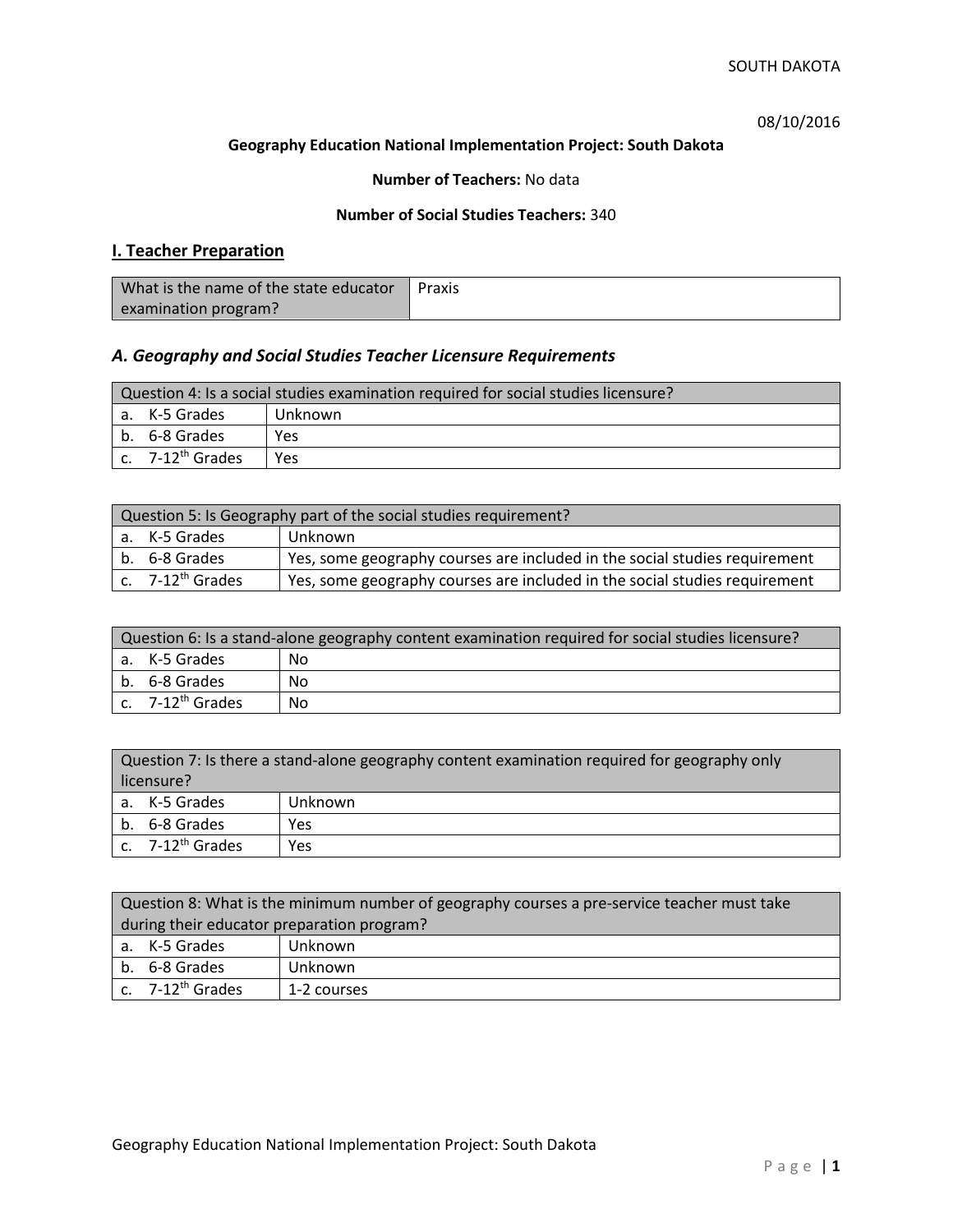08/10/2016

**Geography Education National Implementation Project: South Dakota**

**Number of Teachers:** No data

**Number of Social Studies Teachers:** 340

## I. Teacher Preparation

| What is the name of the state educator examination program? | Praxis |
|---|---|

### *A. Geography and Social Studies Teacher Licensure Requirements*

| Question 4: Is a social studies examination required for social studies licensure? | |
|---|---|
| a. K-5 Grades | Unknown |
| b. 6-8 Grades | Yes |
| c. 7-12th Grades | Yes |

| Question 5: Is Geography part of the social studies requirement? | |
|---|---|
| a. K-5 Grades | Unknown |
| b. 6-8 Grades | Yes, some geography courses are included in the social studies requirement |
| c. 7-12th Grades | Yes, some geography courses are included in the social studies requirement |

| Question 6: Is a stand-alone geography content examination required for social studies licensure? | |
|---|---|
| a. K-5 Grades | No |
| b. 6-8 Grades | No |
| c. 7-12th Grades | No |

| Question 7: Is there a stand-alone geography content examination required for geography only licensure? | |
|---|---|
| a. K-5 Grades | Unknown |
| b. 6-8 Grades | Yes |
| c. 7-12th Grades | Yes |

| Question 8: What is the minimum number of geography courses a pre-service teacher must take during their educator preparation program? | |
|---|---|
| a. K-5 Grades | Unknown |
| b. 6-8 Grades | Unknown |
| c. 7-12th Grades | 1-2 courses |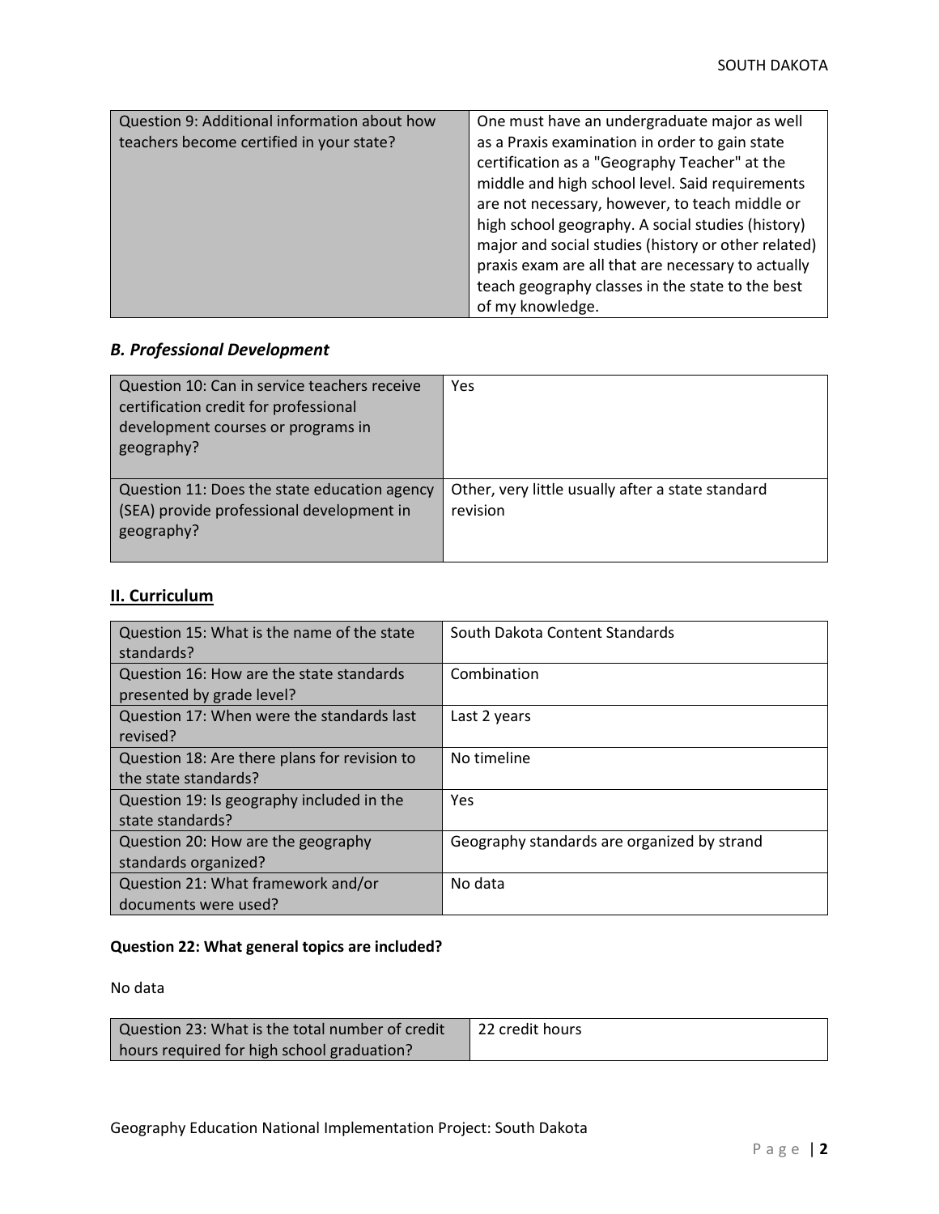| Question 9: Additional information about how teachers become certified in your state? | One must have an undergraduate major as well as a Praxis examination in order to gain state certification as a "Geography Teacher" at the middle and high school level. Said requirements are not necessary, however, to teach middle or high school geography. A social studies (history) major and social studies (history or other related) praxis exam are all that are necessary to actually teach geography classes in the state to the best of my knowledge. |
|---|---|

### *B. Professional Development*

| Question 10: Can in service teachers receive certification credit for professional development courses or programs in geography? | Yes |
|---|---|
| Question 11: Does the state education agency (SEA) provide professional development in geography? | Other, very little usually after a state standard revision |

## II. Curriculum

| Question 15: What is the name of the state standards? | South Dakota Content Standards |
|---|---|
| Question 16: How are the state standards presented by grade level? | Combination |
| Question 17: When were the standards last revised? | Last 2 years |
| Question 18: Are there plans for revision to the state standards? | No timeline |
| Question 19: Is geography included in the state standards? | Yes |
| Question 20: How are the geography standards organized? | Geography standards are organized by strand |
| Question 21: What framework and/or documents were used? | No data |

**Question 22: What general topics are included?**

No data

| Question 23: What is the total number of credit hours required for high school graduation? | 22 credit hours |
|---|---|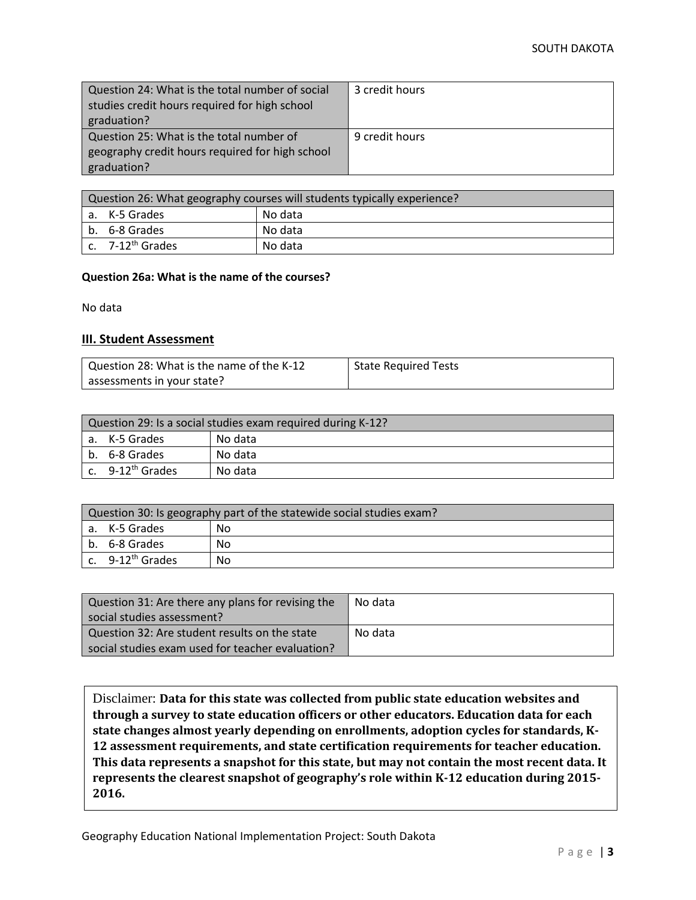| | |
|---|---|
| Question 24: What is the total number of social studies credit hours required for high school graduation? | 3 credit hours |
| Question 25: What is the total number of geography credit hours required for high school graduation? | 9 credit hours |

| Question 26: What geography courses will students typically experience? | |
|---|---|
| a. K-5 Grades | No data |
| b. 6-8 Grades | No data |
| c. 7-12th Grades | No data |

**Question 26a: What is the name of the courses?**

No data

## III. Student Assessment

| | |
|---|---|
| Question 28: What is the name of the K-12 assessments in your state? | State Required Tests |

| Question 29: Is a social studies exam required during K-12? | |
|---|---|
| a. K-5 Grades | No data |
| b. 6-8 Grades | No data |
| c. 9-12th Grades | No data |

| Question 30: Is geography part of the statewide social studies exam? | |
|---|---|
| a. K-5 Grades | No |
| b. 6-8 Grades | No |
| c. 9-12th Grades | No |

| | |
|---|---|
| Question 31: Are there any plans for revising the social studies assessment? | No data |
| Question 32: Are student results on the state social studies exam used for teacher evaluation? | No data |

Disclaimer: **Data for this state was collected from public state education websites and through a survey to state education officers or other educators. Education data for each state changes almost yearly depending on enrollments, adoption cycles for standards, K-12 assessment requirements, and state certification requirements for teacher education. This data represents a snapshot for this state, but may not contain the most recent data. It represents the clearest snapshot of geography's role within K-12 education during 2015-2016.**